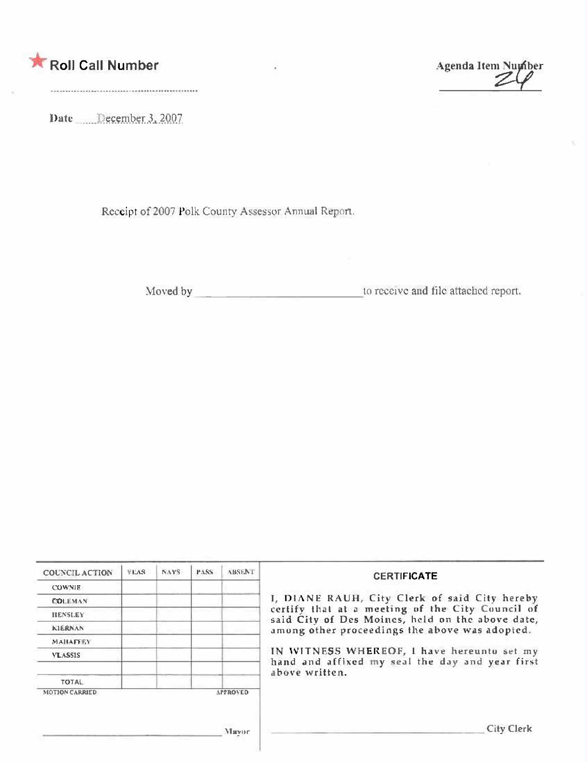★ Roll Call Number

Agenda Item Number 24

Date December 3, 2007

Receipt of 2007 Polk County Assessor Annual Report.

Moved by ______________________ to receive and file attached report.

| COUNCIL ACTION | YEAS | NAYS | PASS | ABSENT |
| --- | --- | --- | --- | --- |
| COWNIE | | | | |
| COLEMAN | | | | |
| HENSLEY | | | | |
| KIERNAN | | | | |
| MAHAFFEY | | | | |
| VLASSIS | | | | |
| | | | | |
| TOTAL | | | | |

MOTION CARRIED APPROVED

______________________ Mayor

**CERTIFICATE**

I, DIANE RAUH, City Clerk of said City hereby certify that at a meeting of the City Council of said City of Des Moines, held on the above date, among other proceedings the above was adopted.

IN WITNESS WHEREOF, I have hereunto set my hand and affixed my seal the day and year first above written.

______________________ City Clerk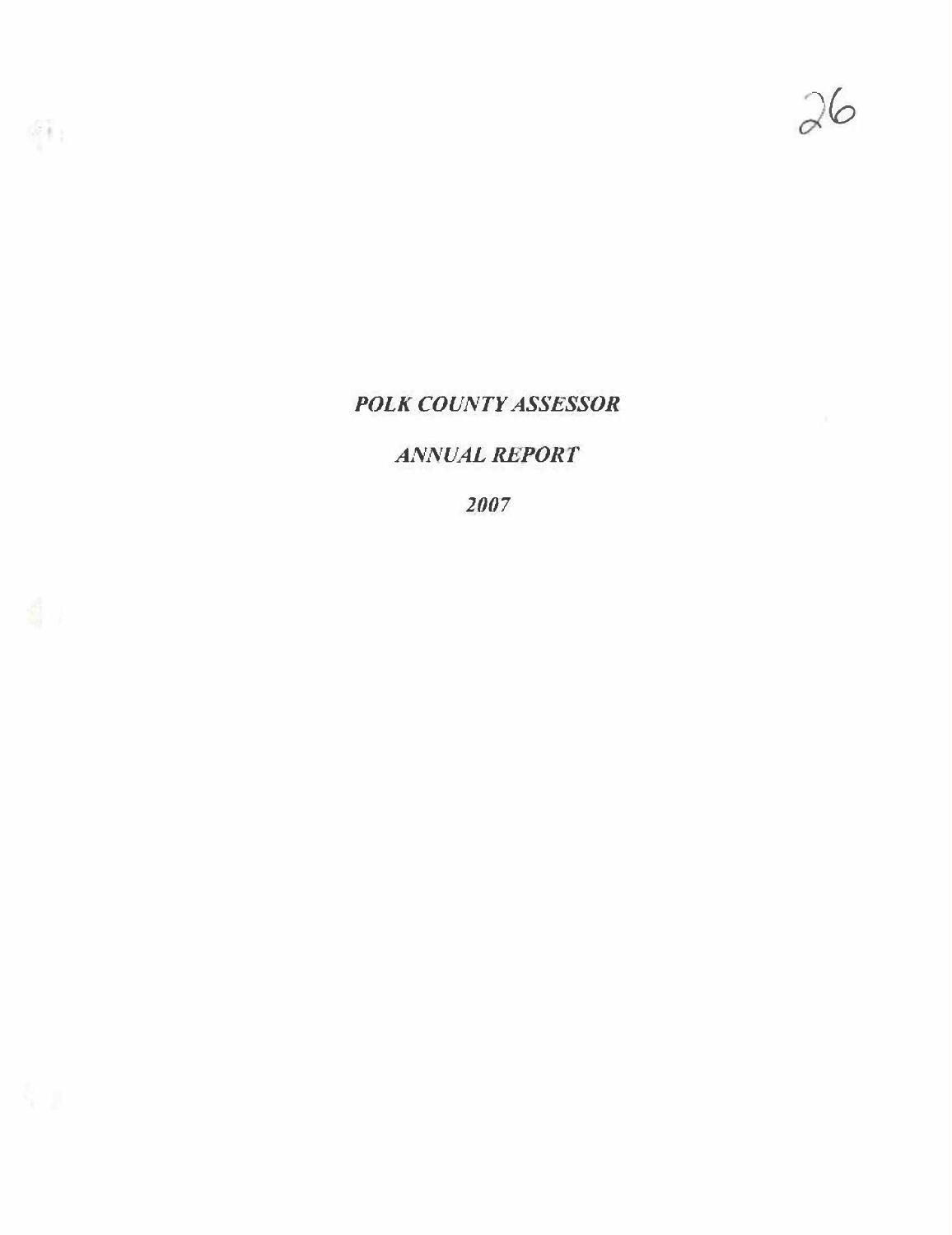# *POLK COUNTY ASSESSOR*

## *ANNUAL REPORT*

### *2007*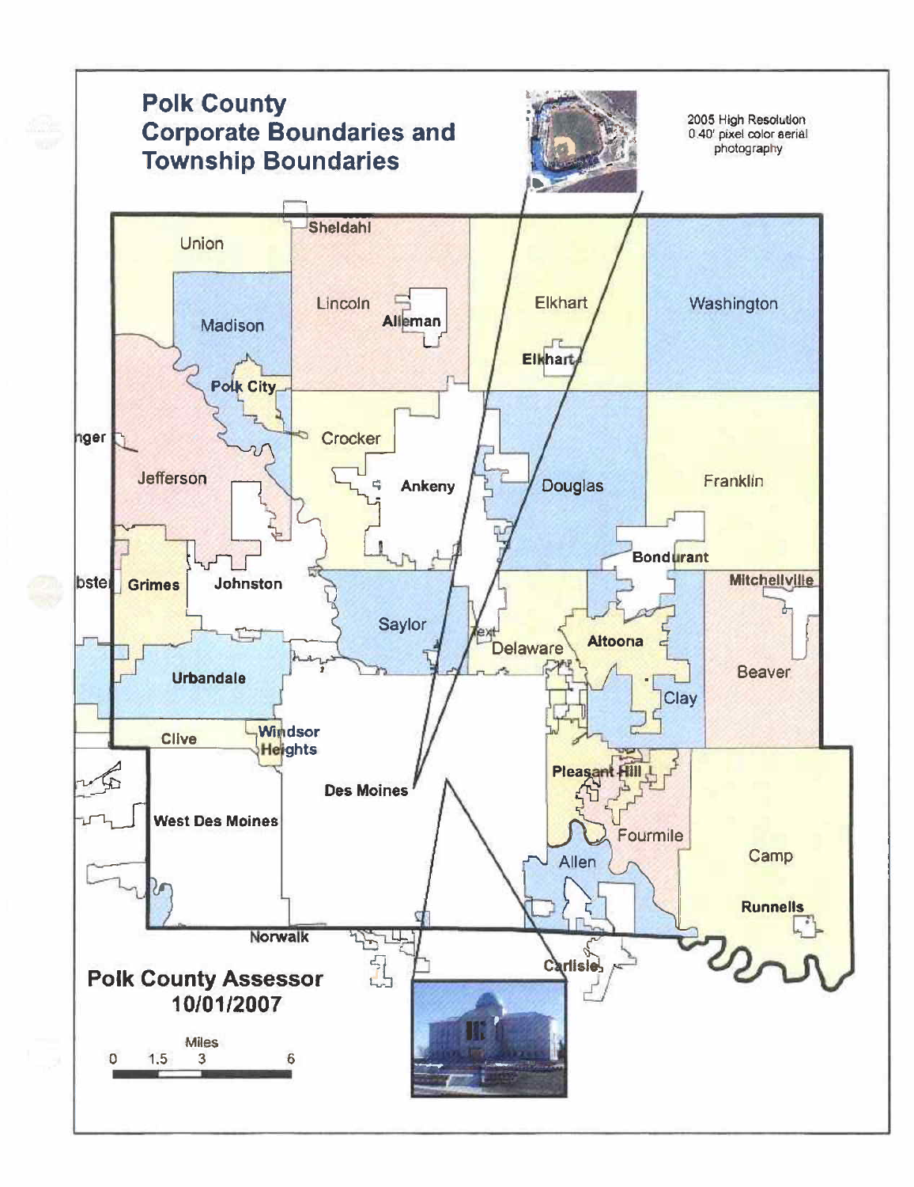# Polk County Corporate Boundaries and Township Boundaries

2005 High Resolution 0.40' pixel color aerial photography

Sheldahl

Union

Lincoln

Alleman

Elkhart

Elkhart

Washington

Madison

Polk City

Crocker

Jefferson

Ankeny

Douglas

Franklin

Bondurant

Grimes

Johnston

Mitchellville

Saylor

Delaware

Altoona

Beaver

Urbandale

Clay

Clive

Windsor Heights

Des Moines

Pleasant Hill

West Des Moines

Fourmile

Camp

Allen

Runnells

Norwalk

Carlisle

**Polk County Assessor 10/01/2007**

Miles

0 1.5 3 6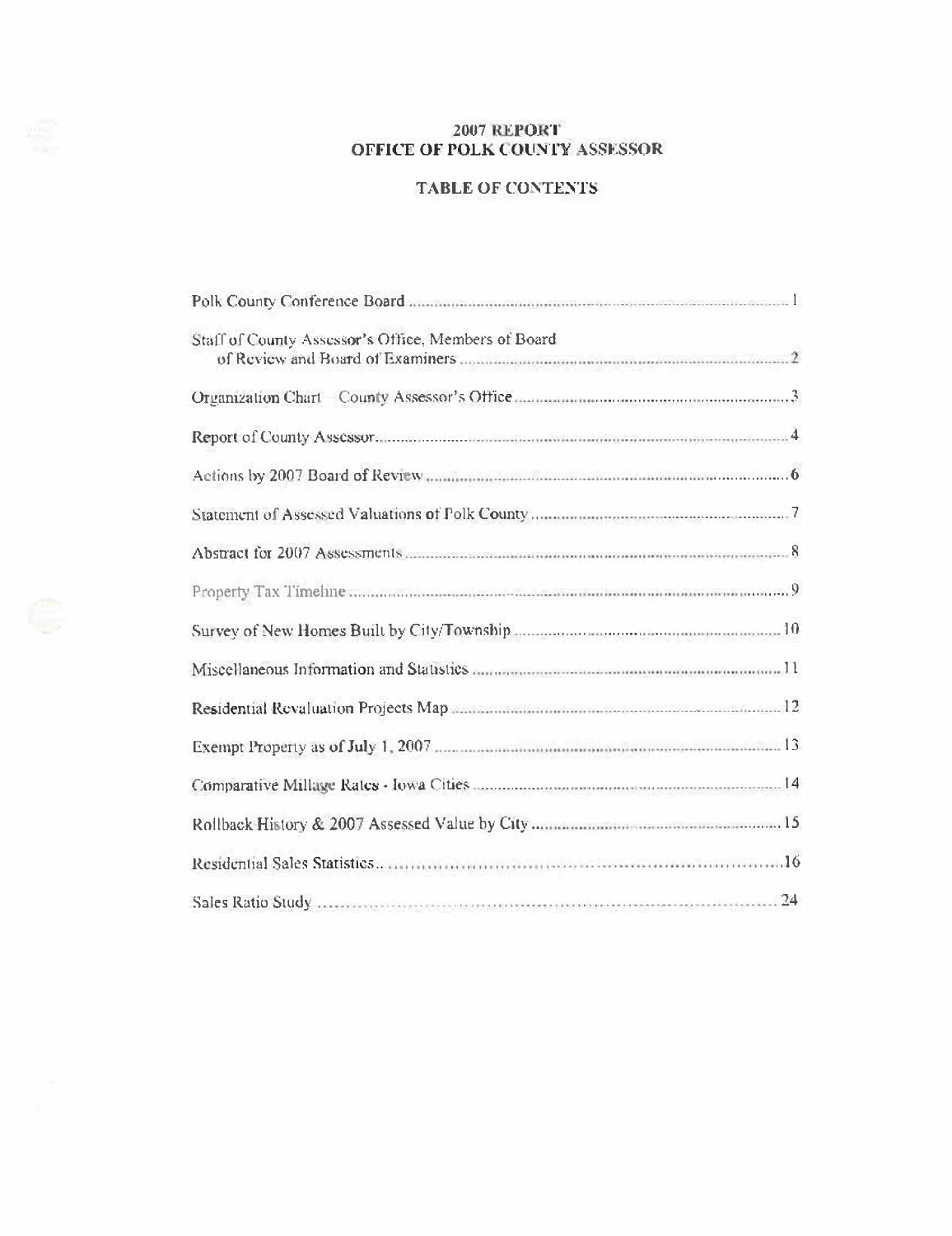# 2007 REPORT
# OFFICE OF POLK COUNTY ASSESSOR

## TABLE OF CONTENTS

| | |
|---|---|
| Polk County Conference Board | 1 |
| Staff of County Assessor's Office, Members of Board of Review and Board of Examiners | 2 |
| Organization Chart County Assessor's Office | 3 |
| Report of County Assessor | 4 |
| Actions by 2007 Board of Review | 6 |
| Statement of Assessed Valuations of Polk County | 7 |
| Abstract for 2007 Assessments | 8 |
| Property Tax Timeline | 9 |
| Survey of New Homes Built by City/Township | 10 |
| Miscellaneous Information and Statistics | 11 |
| Residential Revaluation Projects Map | 12 |
| Exempt Property as of July 1, 2007 | 13 |
| Comparative Millage Rates - Iowa Cities | 14 |
| Rollback History & 2007 Assessed Value by City | 15 |
| Residential Sales Statistics | 16 |
| Sales Ratio Study | 24 |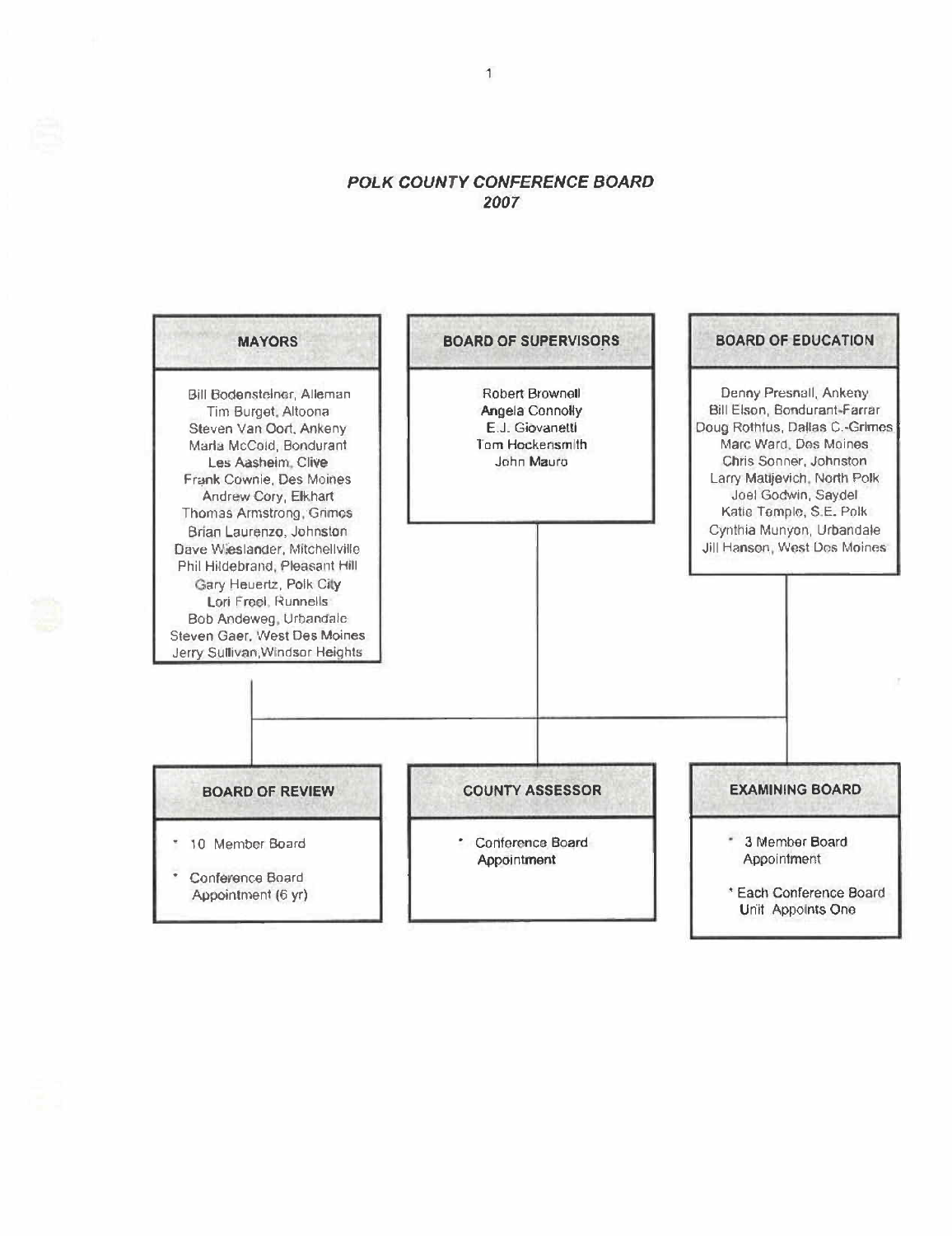# *POLK COUNTY CONFERENCE BOARD*
## *2007*

### MAYORS

Bill Bodensteiner, Alleman
Tim Burget, Altoona
Steven Van Oort, Ankeny
Marla McCold, Bondurant
Les Aasheim, Clive
Frank Cownie, Des Moines
Andrew Cory, Elkhart
Thomas Armstrong, Grimes
Brian Laurenzo, Johnston
Dave Wieslander, Mitchellville
Phil Hildebrand, Pleasant Hill
Gary Heuertz, Polk City
Lori Freel, Runnells
Bob Andeweg, Urbandale
Steven Gaer, West Des Moines
Jerry Sullivan, Windsor Heights

### BOARD OF SUPERVISORS

Robert Brownell
Angela Connolly
E.J. Giovanetti
Tom Hockensmith
John Mauro

### BOARD OF EDUCATION

Denny Presnall, Ankeny
Bill Elson, Bondurant-Farrar
Doug Rothfus, Dallas C.-Grimes
Marc Ward, Des Moines
Chris Sonner, Johnston
Larry Matijevich, North Polk
Joel Godwin, Saydel
Katie Temple, S.E. Polk
Cynthia Munyon, Urbandale
Jill Hanson, West Des Moines

### BOARD OF REVIEW

- 10 Member Board
- Conference Board Appointment (6 yr)

### COUNTY ASSESSOR

- Conference Board Appointment

### EXAMINING BOARD

- 3 Member Board Appointment
- Each Conference Board Unit Appoints One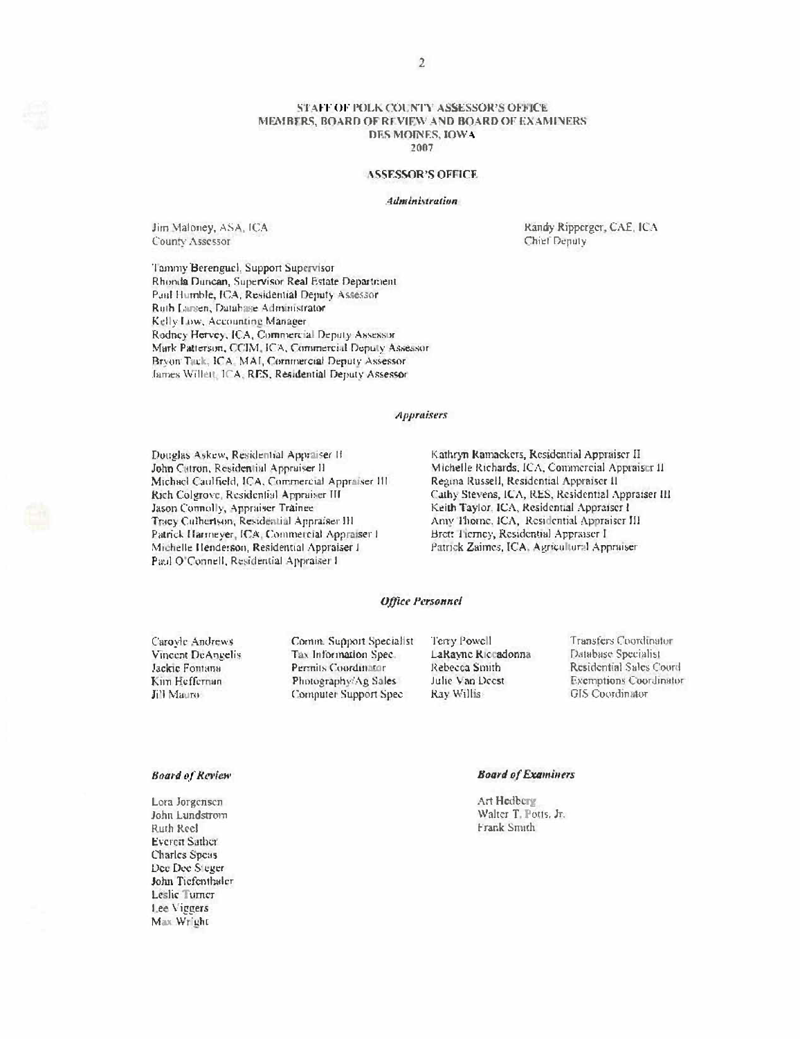# STAFF OF POLK COUNTY ASSESSOR'S OFFICE
# MEMBERS, BOARD OF REVIEW AND BOARD OF EXAMINERS
# DES MOINES, IOWA
# 2007

## ASSESSOR'S OFFICE

### *Administration*

Jim Maloney, ASA, ICA
County Assessor

Randy Ripperger, CAE, ICA
Chief Deputy

Tammy Berenguel, Support Supervisor
Rhonda Duncan, Supervisor Real Estate Department
Paul Humble, ICA, Residential Deputy Assessor
Ruth Larsen, Database Administrator
Kelly Low, Accounting Manager
Rodney Hervey, ICA, Commercial Deputy Assessor
Mark Patterson, CCIM, ICA, Commercial Deputy Assessor
Bryon Tack, ICA, MAI, Commercial Deputy Assessor
James Willett, ICA, RES, Residential Deputy Assessor

### *Appraisers*

Douglas Askew, Residential Appraiser II
John Catron, Residential Appraiser II
Michael Caulfield, ICA, Commercial Appraiser III
Rich Colgrove, Residential Appraiser III
Jason Connolly, Appraiser Trainee
Tracy Culbertson, Residential Appraiser III
Patrick Harmeyer, ICA, Commercial Appraiser I
Michelle Henderson, Residential Appraiser I
Paul O'Connell, Residential Appraiser I
Kathryn Ramackers, Residential Appraiser II
Michelle Richards, ICA, Commercial Appraiser II
Regina Russell, Residential Appraiser II
Cathy Stevens, ICA, RES, Residential Appraiser III
Keith Taylor, ICA, Residential Appraiser I
Amy Thorne, ICA, Residential Appraiser III
Brett Tierney, Residential Appraiser I
Patrick Zaimes, ICA, Agricultural Appraiser

### *Office Personnel*

| | |
|---|---|
| Caroyle Andrews | Comm. Support Specialist |
| Vincent DeAngelis | Tax Information Spec. |
| Jackie Fontana | Permits Coordinator |
| Kim Heffernan | Photography/Ag Sales |
| Jill Mauro | Computer Support Spec |
| Terry Powell | Transfers Coordinator |
| LaRayne Riccadonna | Database Specialist |
| Rebecca Smith | Residential Sales Coord |
| Julie Van Deest | Exemptions Coordinator |
| Ray Willis | GIS Coordinator |

### *Board of Review*

Lora Jorgensen
John Lundstrom
Ruth Reel
Everett Sather
Charles Speas
Dee Dee Sieger
John Tiefenthaler
Leslie Turner
Lee Viggers
Max Wright

### *Board of Examiners*

Art Hedberg
Walter T. Potts, Jr.
Frank Smith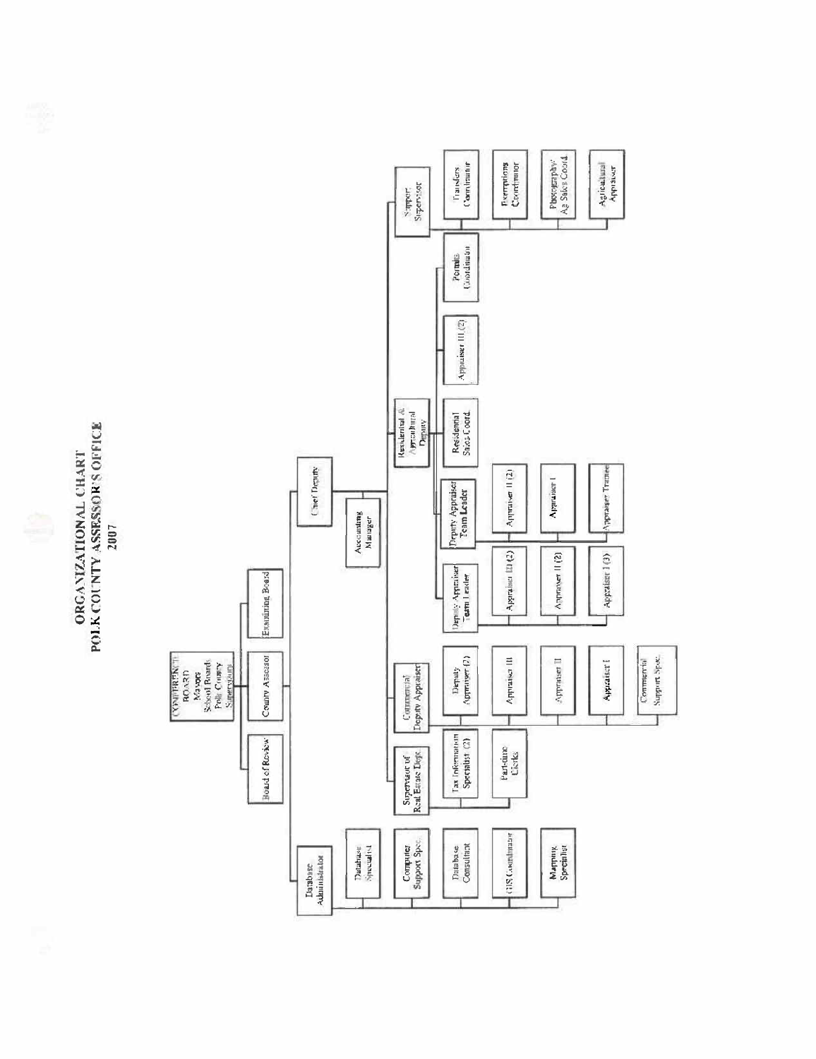# ORGANIZATIONAL CHART
# POLK COUNTY ASSESSOR'S OFFICE
# 2007

- **CONFERENCE BOARD** — Mayors, School Boards, Polk County Supervisors
  - Board of Review
  - County Assessor
  - Examining Board
- Database Administrator
  - Database Specialist
  - Computer Support Spec.
  - Database Consultant
  - GIS Coordinator
  - Mapping Specialist
- Chief Deputy
  - Accounting Manager
  - Supervisor of Real Estate Dept.
    - Tax Information Specialist (2)
    - Part-time Clerks
  - Commercial Deputy Appraiser
    - Deputy Appraiser (2)
    - Appraiser III
    - Appraiser II
    - Appraiser I
    - Commercial Support Spec.
  - Residential & Agricultural Deputy
    - Deputy Appraiser Team Leader
      - Appraiser III (2)
      - Appraiser II (2)
      - Appraiser I (3)
    - Deputy Appraiser Team Leader
      - Appraiser II (2)
      - Appraiser I
      - Appraiser Trainee
    - Residential Sales Coord.
    - Appraiser III (2)
    - Permits Coordinator
  - Support Supervisor
    - Transfers Coordinator
    - Exemptions Coordinator
    - Photography/Ag Sales Coord.
    - Agricultural Appraiser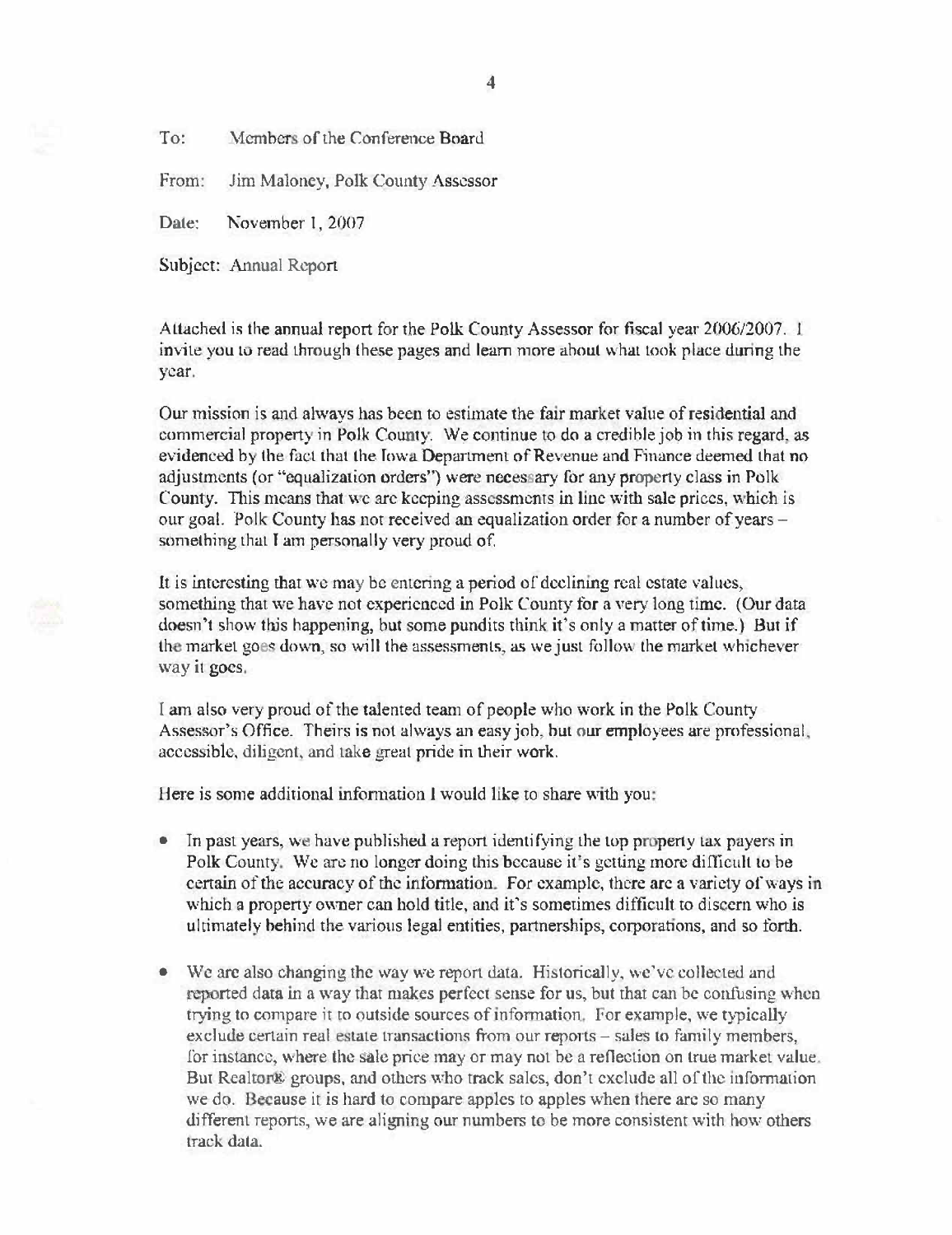To: Members of the Conference Board

From: Jim Maloney, Polk County Assessor

Date: November 1, 2007

Subject: Annual Report

Attached is the annual report for the Polk County Assessor for fiscal year 2006/2007. I invite you to read through these pages and learn more about what took place during the year.

Our mission is and always has been to estimate the fair market value of residential and commercial property in Polk County. We continue to do a credible job in this regard, as evidenced by the fact that the Iowa Department of Revenue and Finance deemed that no adjustments (or "equalization orders") were necessary for any property class in Polk County. This means that we are keeping assessments in line with sale prices, which is our goal. Polk County has not received an equalization order for a number of years – something that I am personally very proud of.

It is interesting that we may be entering a period of declining real estate values, something that we have not experienced in Polk County for a very long time. (Our data doesn't show this happening, but some pundits think it's only a matter of time.) But if the market goes down, so will the assessments, as we just follow the market whichever way it goes.

I am also very proud of the talented team of people who work in the Polk County Assessor's Office. Theirs is not always an easy job, but our employees are professional, accessible, diligent, and take great pride in their work.

Here is some additional information I would like to share with you:

- In past years, we have published a report identifying the top property tax payers in Polk County. We are no longer doing this because it's getting more difficult to be certain of the accuracy of the information. For example, there are a variety of ways in which a property owner can hold title, and it's sometimes difficult to discern who is ultimately behind the various legal entities, partnerships, corporations, and so forth.

- We are also changing the way we report data. Historically, we've collected and reported data in a way that makes perfect sense for us, but that can be confusing when trying to compare it to outside sources of information. For example, we typically exclude certain real estate transactions from our reports – sales to family members, for instance, where the sale price may or may not be a reflection on true market value. But Realtor® groups, and others who track sales, don't exclude all of the information we do. Because it is hard to compare apples to apples when there are so many different reports, we are aligning our numbers to be more consistent with how others track data.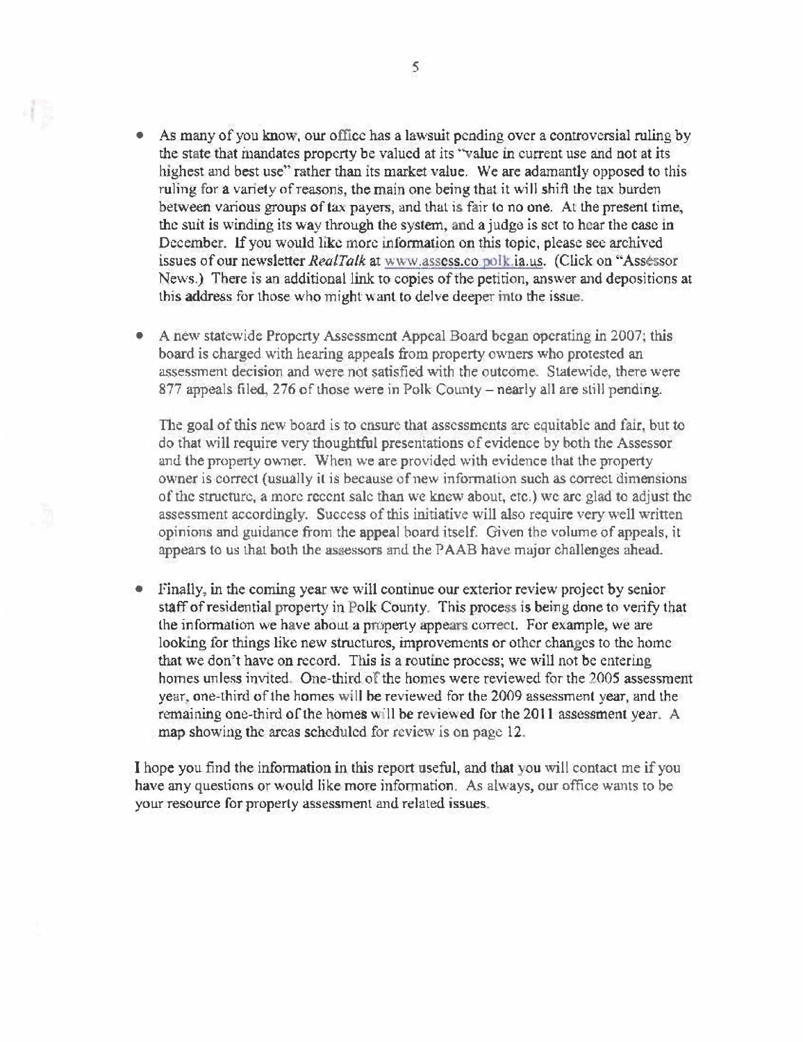- As many of you know, our office has a lawsuit pending over a controversial ruling by the state that mandates property be valued at its "value in current use and not at its highest and best use" rather than its market value. We are adamantly opposed to this ruling for a variety of reasons, the main one being that it will shift the tax burden between various groups of tax payers, and that is fair to no one. At the present time, the suit is winding its way through the system, and a judge is set to hear the case in December. If you would like more information on this topic, please see archived issues of our newsletter *RealTalk* at www.assess.co.polk.ia.us. (Click on "Assessor News.) There is an additional link to copies of the petition, answer and depositions at this address for those who might want to delve deeper into the issue.

- A new statewide Property Assessment Appeal Board began operating in 2007; this board is charged with hearing appeals from property owners who protested an assessment decision and were not satisfied with the outcome. Statewide, there were 877 appeals filed, 276 of those were in Polk County – nearly all are still pending.

  The goal of this new board is to ensure that assessments are equitable and fair, but to do that will require very thoughtful presentations of evidence by both the Assessor and the property owner. When we are provided with evidence that the property owner is correct (usually it is because of new information such as correct dimensions of the structure, a more recent sale than we knew about, etc.) we are glad to adjust the assessment accordingly. Success of this initiative will also require very well written opinions and guidance from the appeal board itself. Given the volume of appeals, it appears to us that both the assessors and the PAAB have major challenges ahead.

- Finally, in the coming year we will continue our exterior review project by senior staff of residential property in Polk County. This process is being done to verify that the information we have about a property appears correct. For example, we are looking for things like new structures, improvements or other changes to the home that we don't have on record. This is a routine process; we will not be entering homes unless invited. One-third of the homes were reviewed for the 2005 assessment year, one-third of the homes will be reviewed for the 2009 assessment year, and the remaining one-third of the homes will be reviewed for the 2011 assessment year. A map showing the areas scheduled for review is on page 12.

I hope you find the information in this report useful, and that you will contact me if you have any questions or would like more information. As always, our office wants to be your resource for property assessment and related issues.